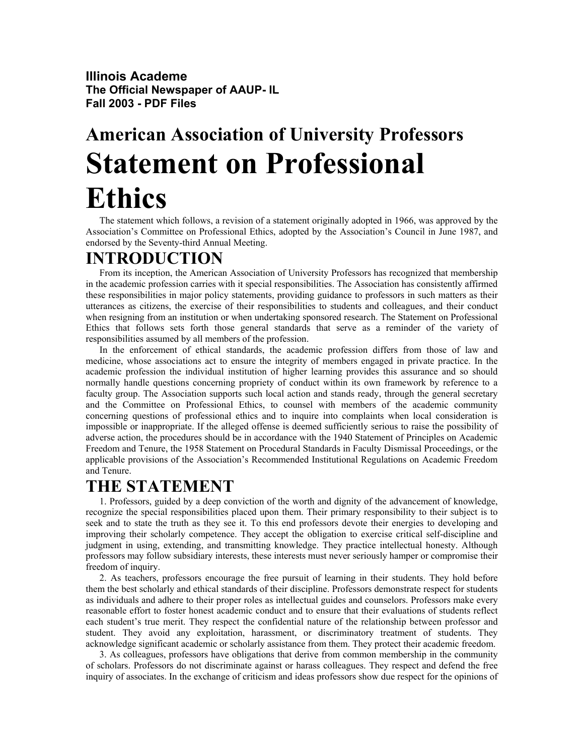**Illinois Academe**
**The Official Newspaper of AAUP- IL**
**Fall 2003 - PDF Files**

## American Association of University Professors

# Statement on Professional Ethics

The statement which follows, a revision of a statement originally adopted in 1966, was approved by the Association's Committee on Professional Ethics, adopted by the Association's Council in June 1987, and endorsed by the Seventy-third Annual Meeting.

# INTRODUCTION

From its inception, the American Association of University Professors has recognized that membership in the academic profession carries with it special responsibilities. The Association has consistently affirmed these responsibilities in major policy statements, providing guidance to professors in such matters as their utterances as citizens, the exercise of their responsibilities to students and colleagues, and their conduct when resigning from an institution or when undertaking sponsored research. The Statement on Professional Ethics that follows sets forth those general standards that serve as a reminder of the variety of responsibilities assumed by all members of the profession.

In the enforcement of ethical standards, the academic profession differs from those of law and medicine, whose associations act to ensure the integrity of members engaged in private practice. In the academic profession the individual institution of higher learning provides this assurance and so should normally handle questions concerning propriety of conduct within its own framework by reference to a faculty group. The Association supports such local action and stands ready, through the general secretary and the Committee on Professional Ethics, to counsel with members of the academic community concerning questions of professional ethics and to inquire into complaints when local consideration is impossible or inappropriate. If the alleged offense is deemed sufficiently serious to raise the possibility of adverse action, the procedures should be in accordance with the 1940 Statement of Principles on Academic Freedom and Tenure, the 1958 Statement on Procedural Standards in Faculty Dismissal Proceedings, or the applicable provisions of the Association's Recommended Institutional Regulations on Academic Freedom and Tenure.

# THE STATEMENT

1. Professors, guided by a deep conviction of the worth and dignity of the advancement of knowledge, recognize the special responsibilities placed upon them. Their primary responsibility to their subject is to seek and to state the truth as they see it. To this end professors devote their energies to developing and improving their scholarly competence. They accept the obligation to exercise critical self-discipline and judgment in using, extending, and transmitting knowledge. They practice intellectual honesty. Although professors may follow subsidiary interests, these interests must never seriously hamper or compromise their freedom of inquiry.

2. As teachers, professors encourage the free pursuit of learning in their students. They hold before them the best scholarly and ethical standards of their discipline. Professors demonstrate respect for students as individuals and adhere to their proper roles as intellectual guides and counselors. Professors make every reasonable effort to foster honest academic conduct and to ensure that their evaluations of students reflect each student's true merit. They respect the confidential nature of the relationship between professor and student. They avoid any exploitation, harassment, or discriminatory treatment of students. They acknowledge significant academic or scholarly assistance from them. They protect their academic freedom.

3. As colleagues, professors have obligations that derive from common membership in the community of scholars. Professors do not discriminate against or harass colleagues. They respect and defend the free inquiry of associates. In the exchange of criticism and ideas professors show due respect for the opinions of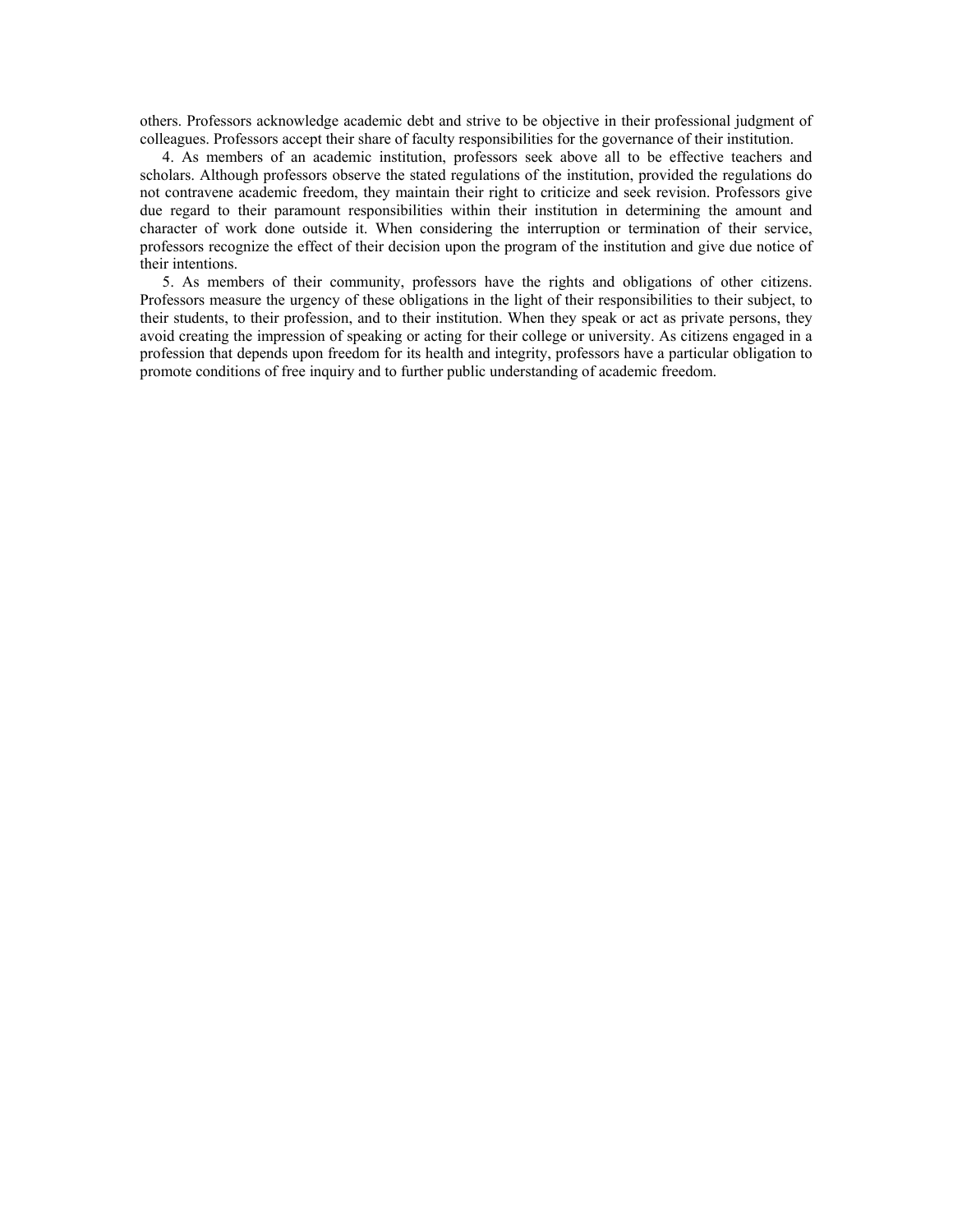others. Professors acknowledge academic debt and strive to be objective in their professional judgment of colleagues. Professors accept their share of faculty responsibilities for the governance of their institution.

4. As members of an academic institution, professors seek above all to be effective teachers and scholars. Although professors observe the stated regulations of the institution, provided the regulations do not contravene academic freedom, they maintain their right to criticize and seek revision. Professors give due regard to their paramount responsibilities within their institution in determining the amount and character of work done outside it. When considering the interruption or termination of their service, professors recognize the effect of their decision upon the program of the institution and give due notice of their intentions.

5. As members of their community, professors have the rights and obligations of other citizens. Professors measure the urgency of these obligations in the light of their responsibilities to their subject, to their students, to their profession, and to their institution. When they speak or act as private persons, they avoid creating the impression of speaking or acting for their college or university. As citizens engaged in a profession that depends upon freedom for its health and integrity, professors have a particular obligation to promote conditions of free inquiry and to further public understanding of academic freedom.